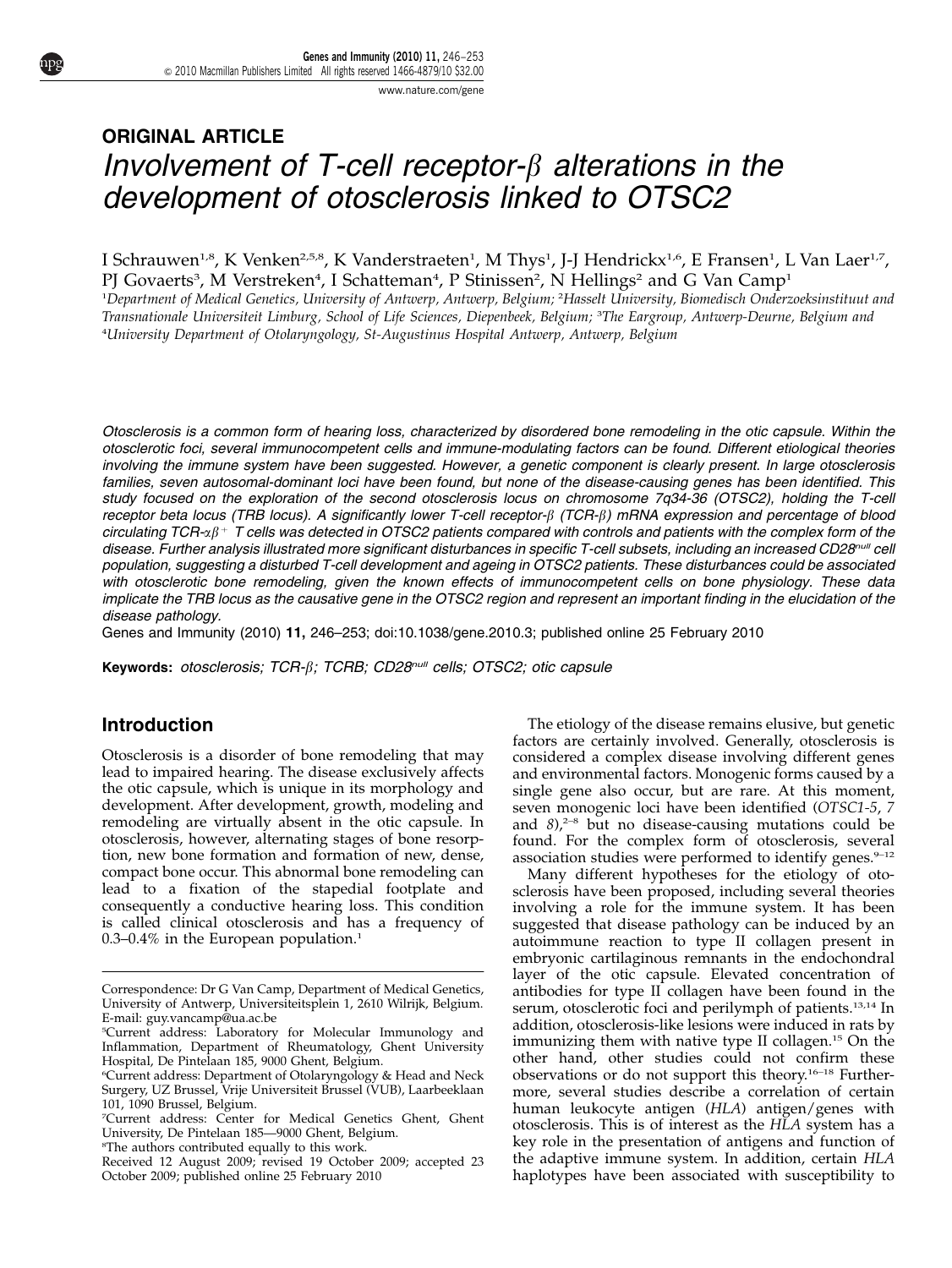ORIGINAL ARTICLE

# *Involvement of T-cell receptor-β alterations in the development of otosclerosis linked to OTSC2*

I Schrauwen[1,8], K Venken[2,5,8], K Vanderstraeten[1], M Thys[1], J-J Hendrickx[1,6], E Fransen[1], L Van Laer[1,7], PJ Govaerts[3], M Verstreken[4], I Schatteman[4], P Stinissen[2], N Hellings[2] and G Van Camp[1]

[1]Department of Medical Genetics, University of Antwerp, Antwerp, Belgium; [2]Hasselt University, Biomedisch Onderzoeksinstituut and Transnationale Universiteit Limburg, School of Life Sciences, Diepenbeek, Belgium; [3]The Eargroup, Antwerp-Deurne, Belgium and [4]University Department of Otolaryngology, St-Augustinus Hospital Antwerp, Antwerp, Belgium

*Otosclerosis is a common form of hearing loss, characterized by disordered bone remodeling in the otic capsule. Within the otosclerotic foci, several immunocompetent cells and immune-modulating factors can be found. Different etiological theories involving the immune system have been suggested. However, a genetic component is clearly present. In large otosclerosis families, seven autosomal-dominant loci have been found, but none of the disease-causing genes has been identified. This study focused on the exploration of the second otosclerosis locus on chromosome 7q34-36 (OTSC2), holding the T-cell receptor beta locus (TRB locus). A significantly lower T-cell receptor-β (TCR-β) mRNA expression and percentage of blood circulating TCR-$\alpha\beta^+$ T cells was detected in OTSC2 patients compared with controls and patients with the complex form of the disease. Further analysis illustrated more significant disturbances in specific T-cell subsets, including an increased CD28$^{null}$ cell population, suggesting a disturbed T-cell development and ageing in OTSC2 patients. These disturbances could be associated with otosclerotic bone remodeling, given the known effects of immunocompetent cells on bone physiology. These data implicate the TRB locus as the causative gene in the OTSC2 region and represent an important finding in the elucidation of the disease pathology.*

Genes and Immunity (2010) **11**, 246–253; doi:10.1038/gene.2010.3; published online 25 February 2010

**Keywords:** *otosclerosis; TCR-β; TCRB; CD28$^{null}$ cells; OTSC2; otic capsule*

## Introduction

Otosclerosis is a disorder of bone remodeling that may lead to impaired hearing. The disease exclusively affects the otic capsule, which is unique in its morphology and development. After development, growth, modeling and remodeling are virtually absent in the otic capsule. In otosclerosis, however, alternating stages of bone resorption, new bone formation and formation of new, dense, compact bone occur. This abnormal bone remodeling can lead to a fixation of the stapedial footplate and consequently a conductive hearing loss. This condition is called clinical otosclerosis and has a frequency of 0.3–0.4% in the European population.[1]

The etiology of the disease remains elusive, but genetic factors are certainly involved. Generally, otosclerosis is considered a complex disease involving different genes and environmental factors. Monogenic forms caused by a single gene also occur, but are rare. At this moment, seven monogenic loci have been identified (*OTSC1-5*, *7* and *8*),[2–8] but no disease-causing mutations could be found. For the complex form of otosclerosis, several association studies were performed to identify genes.[9–12]

Many different hypotheses for the etiology of otosclerosis have been proposed, including several theories involving a role for the immune system. It has been suggested that disease pathology can be induced by an autoimmune reaction to type II collagen present in embryonic cartilaginous remnants in the endochondral layer of the otic capsule. Elevated concentration of antibodies for type II collagen have been found in the serum, otosclerotic foci and perilymph of patients.[13,14] In addition, otosclerosis-like lesions were induced in rats by immunizing them with native type II collagen.[15] On the other hand, other studies could not confirm these observations or do not support this theory.[16–18] Furthermore, several studies describe a correlation of certain human leukocyte antigen (*HLA*) antigen/genes with otosclerosis. This is of interest as the *HLA* system has a key role in the presentation of antigens and function of the adaptive immune system. In addition, certain *HLA* haplotypes have been associated with susceptibility to

Correspondence: Dr G Van Camp, Department of Medical Genetics, University of Antwerp, Universiteitsplein 1, 2610 Wilrijk, Belgium. E-mail: guy.vancamp@ua.ac.be

[5]Current address: Laboratory for Molecular Immunology and Inflammation, Department of Rheumatology, Ghent University Hospital, De Pintelaan 185, 9000 Ghent, Belgium.

[6]Current address: Department of Otolaryngology & Head and Neck Surgery, UZ Brussel, Vrije Universiteit Brussel (VUB), Laarbeeklaan 101, 1090 Brussel, Belgium.

[7]Current address: Center for Medical Genetics Ghent, Ghent University, De Pintelaan 185—9000 Ghent, Belgium.

[8]The authors contributed equally to this work.

Received 12 August 2009; revised 19 October 2009; accepted 23 October 2009; published online 25 February 2010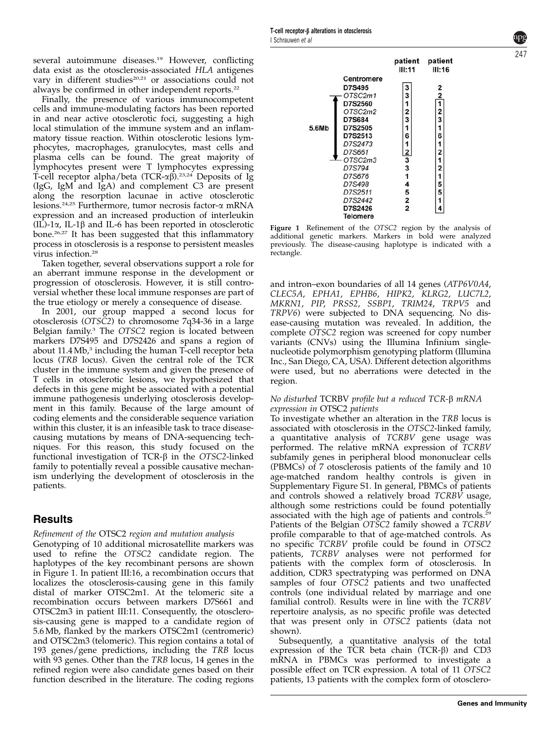several autoimmune diseases.[19] However, conflicting data exist as the otosclerosis-associated *HLA* antigenes vary in different studies[20,21] or associations could not always be confirmed in other independent reports.[22]

Finally, the presence of various immunocompetent cells and immune-modulating factors has been reported in and near active otosclerotic foci, suggesting a high local stimulation of the immune system and an inflammatory tissue reaction. Within otosclerotic lesions lymphocytes, macrophages, granulocytes, mast cells and plasma cells can be found. The great majority of lymphocytes present were T lymphocytes expressing T-cell receptor alpha/beta (TCR-$\alpha\beta$).[23,24] Deposits of Ig (IgG, IgM and IgA) and complement C3 are present along the resorption lacunae in active otosclerotic lesions.[24,25] Furthermore, tumor necrosis factor-$\alpha$ mRNA expression and an increased production of interleukin (IL)-1$\alpha$, IL-1$\beta$ and IL-6 has been reported in otosclerotic bone.[26,27] It has been suggested that this inflammatory process in otosclerosis is a response to persistent measles virus infection.[28]

Taken together, several observations support a role for an aberrant immune response in the development or progression of otosclerosis. However, it is still controversial whether these local immune responses are part of the true etiology or merely a consequence of disease.

In 2001, our group mapped a second locus for otosclerosis (*OTSC2*) to chromosome 7q34-36 in a large Belgian family.[3] The *OTSC2* region is located between markers D7S495 and D7S2426 and spans a region of about 11.4 Mb,[3] including the human T-cell receptor beta locus (*TRB* locus). Given the central role of the TCR cluster in the immune system and given the presence of T cells in otosclerotic lesions, we hypothesized that defects in this gene might be associated with a potential immune pathogenesis underlying otosclerosis development in this family. Because of the large amount of coding elements and the considerable sequence variation within this cluster, it is an infeasible task to trace disease-causing mutations by means of DNA-sequencing techniques. For this reason, this study focused on the functional investigation of TCR-$\beta$ in the *OTSC2*-linked family to potentially reveal a possible causative mechanism underlying the development of otosclerosis in the patients.

## Results

### Refinement of the OTSC2 region and mutation analysis

Genotyping of 10 additional microsatellite markers was used to refine the *OTSC2* candidate region. The haplotypes of the key recombinant persons are shown in Figure 1. In patient III:16, a recombination occurs that localizes the otosclerosis-causing gene in this family distal of marker OTSC2m1. At the telomeric site a recombination occurs between markers D7S661 and OTSC2m3 in patient III:11. Consequently, the otosclerosis-causing gene is mapped to a candidate region of 5.6 Mb, flanked by the markers OTSC2m1 (centromeric) and OTSC2m3 (telomeric). This region contains a total of 193 genes/gene predictions, including the *TRB* locus with 93 genes. Other than the *TRB* locus, 14 genes in the refined region were also candidate genes based on their function described in the literature. The coding regions

| Marker | patient III:11 | patient III:16 |
|---|---|---|
| Centromere | | |
| **D7S495** | 3 | 2 |
| *OTSC2m1* | 3 | 2 |
| **D7S2560** | 1 | 1 |
| *OTSC2m2* | 2 | 2 |
| **D7S684** | 3 | 3 |
| **D7S2505** | 1 | 1 |
| **D7S2513** | 6 | 6 |
| *D7S2473* | 1 | 1 |
| *D7S661* | 2 | 2 |
| *OTSC2m3* | 3 | 1 |
| *D7S794* | 3 | 2 |
| *D7S676* | 1 | 1 |
| *D7S498* | 4 | 5 |
| *D7S2511* | 5 | 5 |
| *D7S2442* | 2 | 1 |
| **D7S2426** | 2 | 4 |
| Telomere | | |

5.6Mb (OTSC2m1 – OTSC2m3)

**Figure 1** Refinement of the *OTSC2* region by the analysis of additional genetic markers. Markers in bold were analyzed previously. The disease-causing haplotype is indicated with a rectangle.

and intron–exon boundaries of all 14 genes (*ATP6V0A4*, *CLEC5A*, *EPHA1*, *EPHB6*, *HIPK2*, *KLRG2*, *LUC7L2*, *MKRN1*, *PIP*, *PRSS2*, *SSBP1*, *TRIM24*, *TRPV5* and *TRPV6*) were subjected to DNA sequencing. No disease-causing mutation was revealed. In addition, the complete *OTSC2* region was screened for copy number variants (CNVs) using the Illumina Infinium single-nucleotide polymorphism genotyping platform (Illumina Inc., San Diego, CA, USA). Different detection algorithms were used, but no aberrations were detected in the region.

### No disturbed TCRBV profile but a reduced TCR-$\beta$ mRNA expression in OTSC2 patients

To investigate whether an alteration in the *TRB* locus is associated with otosclerosis in the *OTSC2*-linked family, a quantitative analysis of *TCRBV* gene usage was performed. The relative mRNA expression of *TCRBV* subfamily genes in peripheral blood mononuclear cells (PBMCs) of 7 otosclerosis patients of the family and 10 age-matched random healthy controls is given in Supplementary Figure S1. In general, PBMCs of patients and controls showed a relatively broad *TCRBV* usage, although some restrictions could be found potentially associated with the high age of patients and controls.[29] Patients of the Belgian *OTSC2* family showed a *TCRBV* profile comparable to that of age-matched controls. As no specific *TCRBV* profile could be found in *OTSC2* patients, *TCRBV* analyses were not performed for patients with the complex form of otosclerosis. In addition, CDR3 spectratyping was performed on DNA samples of four *OTSC2* patients and two unaffected controls (one individual related by marriage and one familial control). Results were in line with the *TCRBV* repertoire analysis, as no specific profile was detected that was present only in *OTSC2* patients (data not shown).

Subsequently, a quantitative analysis of the total expression of the TCR beta chain (TCR-$\beta$) and CD3 mRNA in PBMCs was performed to investigate a possible effect on TCR expression. A total of 11 *OTSC2* patients, 13 patients with the complex form of otosclero-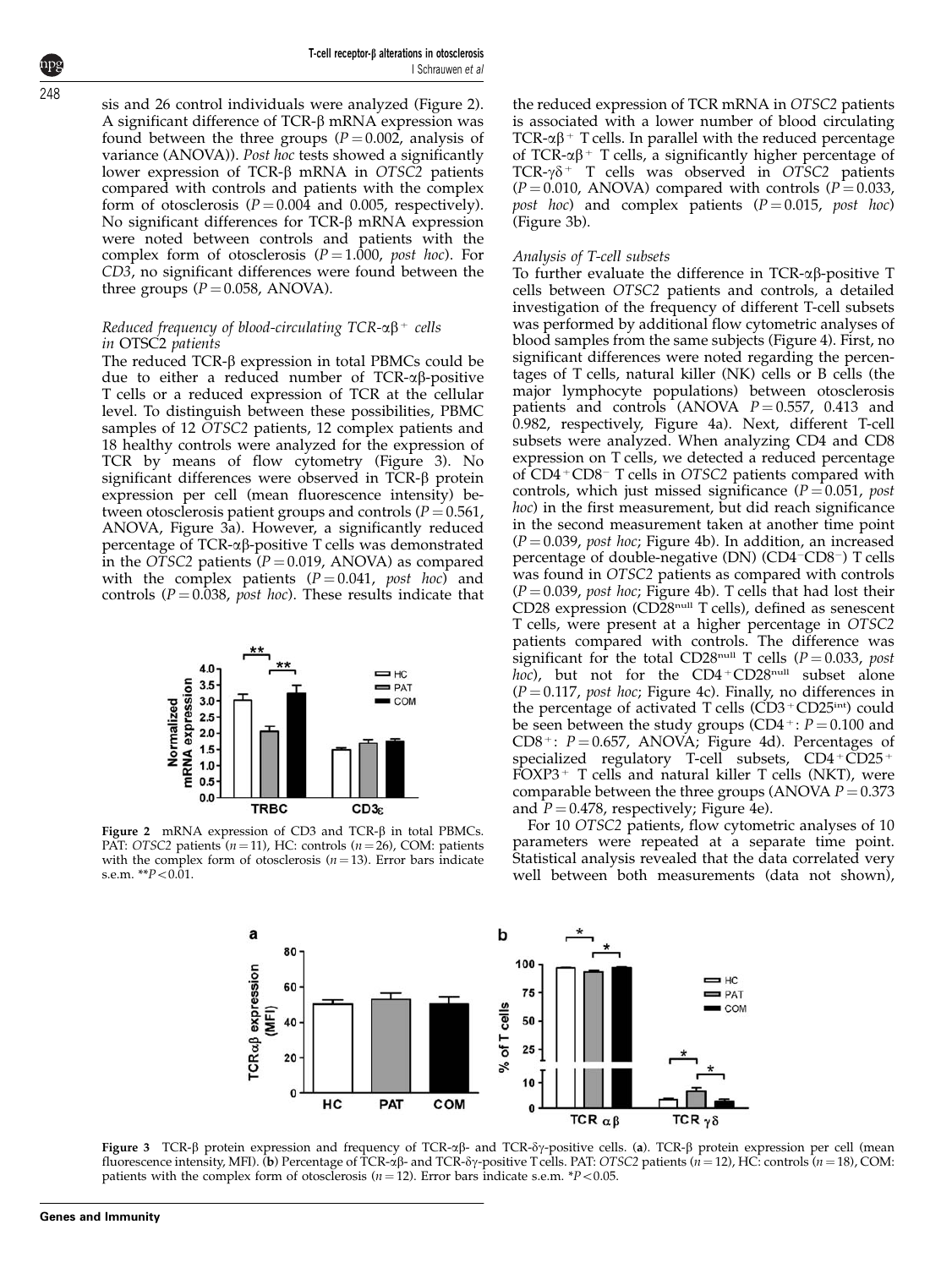sis and 26 control individuals were analyzed (Figure 2). A significant difference of TCR-β mRNA expression was found between the three groups ($P = 0.002$, analysis of variance (ANOVA)). *Post hoc* tests showed a significantly lower expression of TCR-β mRNA in *OTSC2* patients compared with controls and patients with the complex form of otosclerosis ($P = 0.004$ and 0.005, respectively). No significant differences for TCR-β mRNA expression were noted between controls and patients with the complex form of otosclerosis ($P = 1.000$, *post hoc*). For *CD3*, no significant differences were found between the three groups ($P = 0.058$, ANOVA).

### *Reduced frequency of blood-circulating TCR-αβ$^+$ cells in* OTSC2 *patients*

The reduced TCR-β expression in total PBMCs could be due to either a reduced number of TCR-αβ-positive T cells or a reduced expression of TCR at the cellular level. To distinguish between these possibilities, PBMC samples of 12 *OTSC2* patients, 12 complex patients and 18 healthy controls were analyzed for the expression of TCR by means of flow cytometry (Figure 3). No significant differences were observed in TCR-β protein expression per cell (mean fluorescence intensity) between otosclerosis patient groups and controls ($P = 0.561$, ANOVA, Figure 3a). However, a significantly reduced percentage of TCR-αβ-positive T cells was demonstrated in the *OTSC2* patients ($P = 0.019$, ANOVA) as compared with the complex patients ($P = 0.041$, *post hoc*) and controls ($P = 0.038$, *post hoc*). These results indicate that the reduced expression of TCR mRNA in *OTSC2* patients is associated with a lower number of blood circulating TCR-αβ$^+$ T cells. In parallel with the reduced percentage of TCR-αβ$^+$ T cells, a significantly higher percentage of TCR-γδ$^+$ T cells was observed in *OTSC2* patients ($P = 0.010$, ANOVA) compared with controls ($P = 0.033$, *post hoc*) and complex patients ($P = 0.015$, *post hoc*) (Figure 3b).

Figure 2 mRNA expression of CD3 and TCR-β in total PBMCs. PAT: *OTSC2* patients ($n = 11$), HC: controls ($n = 26$), COM: patients with the complex form of otosclerosis ($n = 13$). Error bars indicate s.e.m. $^{**}P < 0.01$.

### *Analysis of T-cell subsets*

To further evaluate the difference in TCR-αβ-positive T cells between *OTSC2* patients and controls, a detailed investigation of the frequency of different T-cell subsets was performed by additional flow cytometric analyses of blood samples from the same subjects (Figure 4). First, no significant differences were noted regarding the percentages of T cells, natural killer (NK) cells or B cells (the major lymphocyte populations) between otosclerosis patients and controls (ANOVA $P = 0.557$, 0.413 and 0.982, respectively, Figure 4a). Next, different T-cell subsets were analyzed. When analyzing CD4 and CD8 expression on T cells, we detected a reduced percentage of CD4$^+$CD8$^-$ T cells in *OTSC2* patients compared with controls, which just missed significance ($P = 0.051$, *post hoc*) in the first measurement, but did reach significance in the second measurement taken at another time point ($P = 0.039$, *post hoc*; Figure 4b). In addition, an increased percentage of double-negative (DN) (CD4$^-$CD8$^-$) T cells was found in *OTSC2* patients as compared with controls ($P = 0.039$, *post hoc*; Figure 4b). T cells that had lost their CD28 expression (CD28$^{null}$ T cells), defined as senescent T cells, were present at a higher percentage in *OTSC2* patients compared with controls. The difference was significant for the total CD28$^{null}$ T cells ($P = 0.033$, *post hoc*), but not for the CD4$^+$CD28$^{null}$ subset alone ($P = 0.117$, *post hoc*; Figure 4c). Finally, no differences in the percentage of activated T cells (CD3$^+$CD25$^{int}$) could be seen between the study groups (CD4$^+$: $P = 0.100$ and CD8$^+$: $P = 0.657$, ANOVA; Figure 4d). Percentages of specialized regulatory T-cell subsets, CD4$^+$CD25$^+$ FOXP3$^+$ T cells and natural killer T cells (NKT), were comparable between the three groups (ANOVA $P = 0.373$ and $P = 0.478$, respectively; Figure 4e).

For 10 *OTSC2* patients, flow cytometric analyses of 10 parameters were repeated at a separate time point. Statistical analysis revealed that the data correlated very well between both measurements (data not shown),

Figure 3 TCR-β protein expression and frequency of TCR-αβ- and TCR-δγ-positive cells. (**a**). TCR-β protein expression per cell (mean fluorescence intensity, MFI). (**b**) Percentage of TCR-αβ- and TCR-δγ-positive T cells. PAT: *OTSC2* patients ($n = 12$), HC: controls ($n = 18$), COM: patients with the complex form of otosclerosis ($n = 12$). Error bars indicate s.e.m. $^{*}P < 0.05$.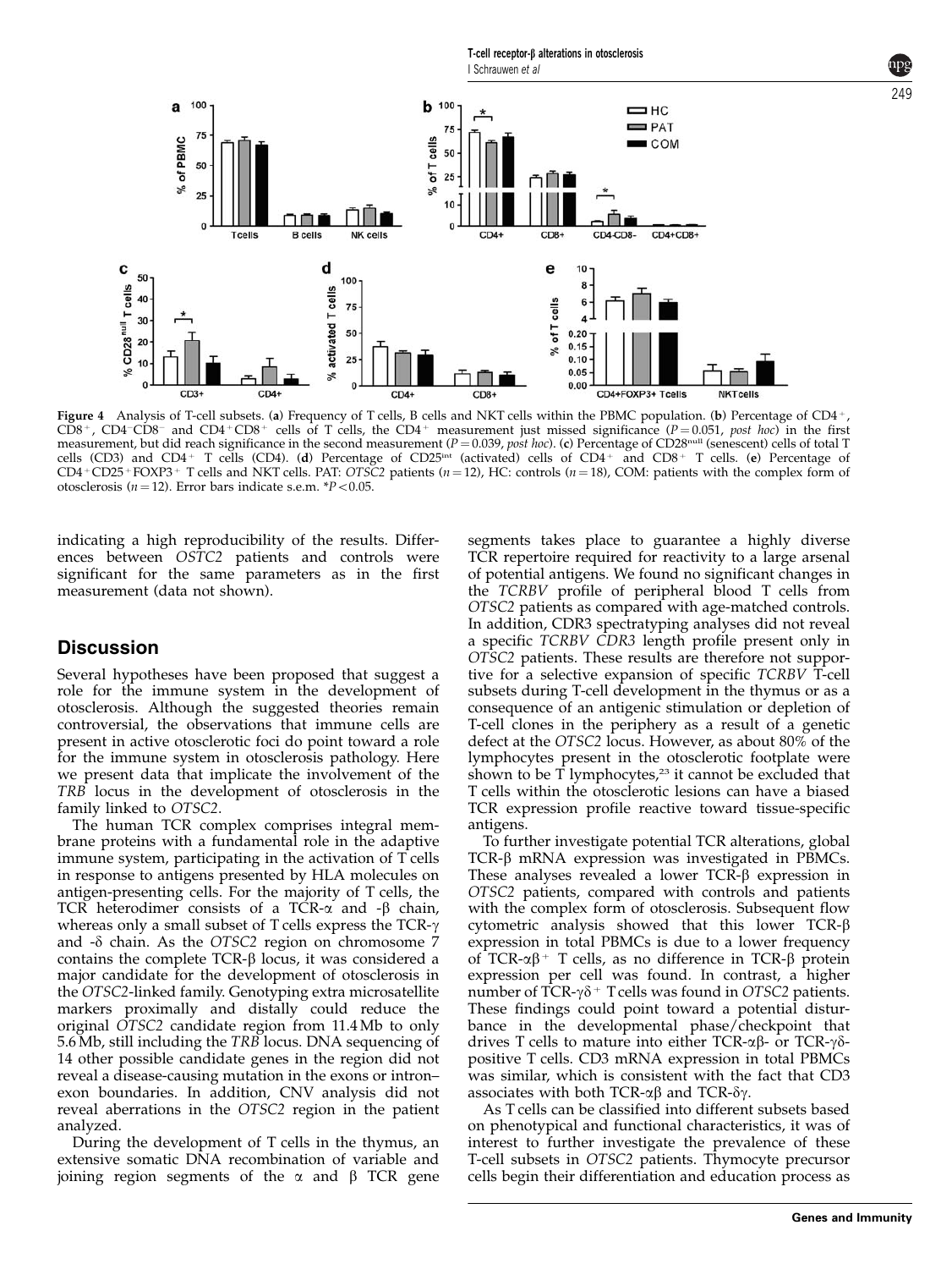**Figure 4** Analysis of T-cell subsets. (**a**) Frequency of T cells, B cells and NKT cells within the PBMC population. (**b**) Percentage of CD4$^+$, CD8$^+$, CD4$^-$CD8$^-$ and CD4$^+$CD8$^+$ cells of T cells, the CD4$^+$ measurement just missed significance ($P = 0.051$, *post hoc*) in the first measurement, but did reach significance in the second measurement ($P = 0.039$, *post hoc*). (**c**) Percentage of CD28$^{null}$ (senescent) cells of total T cells (CD3) and CD4$^+$ T cells (CD4). (**d**) Percentage of CD25$^{int}$ (activated) cells of CD4$^+$ and CD8$^+$ T cells. (**e**) Percentage of CD4$^+$CD25$^+$FOXP3$^+$ T cells and NKT cells. PAT: *OTSC2* patients ($n = 12$), HC: controls ($n = 18$), COM: patients with the complex form of otosclerosis ($n = 12$). Error bars indicate s.e.m. *$P < 0.05$.

indicating a high reproducibility of the results. Differences between *OSTC2* patients and controls were significant for the same parameters as in the first measurement (data not shown).

## Discussion

Several hypotheses have been proposed that suggest a role for the immune system in the development of otosclerosis. Although the suggested theories remain controversial, the observations that immune cells are present in active otosclerotic foci do point toward a role for the immune system in otosclerosis pathology. Here we present data that implicate the involvement of the *TRB* locus in the development of otosclerosis in the family linked to *OTSC2*.

The human TCR complex comprises integral membrane proteins with a fundamental role in the adaptive immune system, participating in the activation of T cells in response to antigens presented by HLA molecules on antigen-presenting cells. For the majority of T cells, the TCR heterodimer consists of a TCR-α and -β chain, whereas only a small subset of T cells express the TCR-γ and -δ chain. As the *OTSC2* region on chromosome 7 contains the complete TCR-β locus, it was considered a major candidate for the development of otosclerosis in the *OTSC2*-linked family. Genotyping extra microsatellite markers proximally and distally could reduce the original *OTSC2* candidate region from 11.4 Mb to only 5.6 Mb, still including the *TRB* locus. DNA sequencing of 14 other possible candidate genes in the region did not reveal a disease-causing mutation in the exons or intron–exon boundaries. In addition, CNV analysis did not reveal aberrations in the *OTSC2* region in the patient analyzed.

During the development of T cells in the thymus, an extensive somatic DNA recombination of variable and joining region segments of the α and β TCR gene segments takes place to guarantee a highly diverse TCR repertoire required for reactivity to a large arsenal of potential antigens. We found no significant changes in the *TCRBV* profile of peripheral blood T cells from *OTSC2* patients as compared with age-matched controls. In addition, CDR3 spectratyping analyses did not reveal a specific *TCRBV CDR3* length profile present only in *OTSC2* patients. These results are therefore not supportive for a selective expansion of specific *TCRBV* T-cell subsets during T-cell development in the thymus or as a consequence of an antigenic stimulation or depletion of T-cell clones in the periphery as a result of a genetic defect at the *OTSC2* locus. However, as about 80% of the lymphocytes present in the otosclerotic footplate were shown to be T lymphocytes,[23] it cannot be excluded that T cells within the otosclerotic lesions can have a biased TCR expression profile reactive toward tissue-specific antigens.

To further investigate potential TCR alterations, global TCR-β mRNA expression was investigated in PBMCs. These analyses revealed a lower TCR-β expression in *OTSC2* patients, compared with controls and patients with the complex form of otosclerosis. Subsequent flow cytometric analysis showed that this lower TCR-β expression in total PBMCs is due to a lower frequency of TCR-αβ$^+$ T cells, as no difference in TCR-β protein expression per cell was found. In contrast, a higher number of TCR-γδ$^+$ T cells was found in *OTSC2* patients. These findings could point toward a potential disturbance in the developmental phase/checkpoint that drives T cells to mature into either TCR-αβ- or TCR-γδ-positive T cells. CD3 mRNA expression in total PBMCs was similar, which is consistent with the fact that CD3 associates with both TCR-αβ and TCR-δγ.

As T cells can be classified into different subsets based on phenotypical and functional characteristics, it was of interest to further investigate the prevalence of these T-cell subsets in *OTSC2* patients. Thymocyte precursor cells begin their differentiation and education process as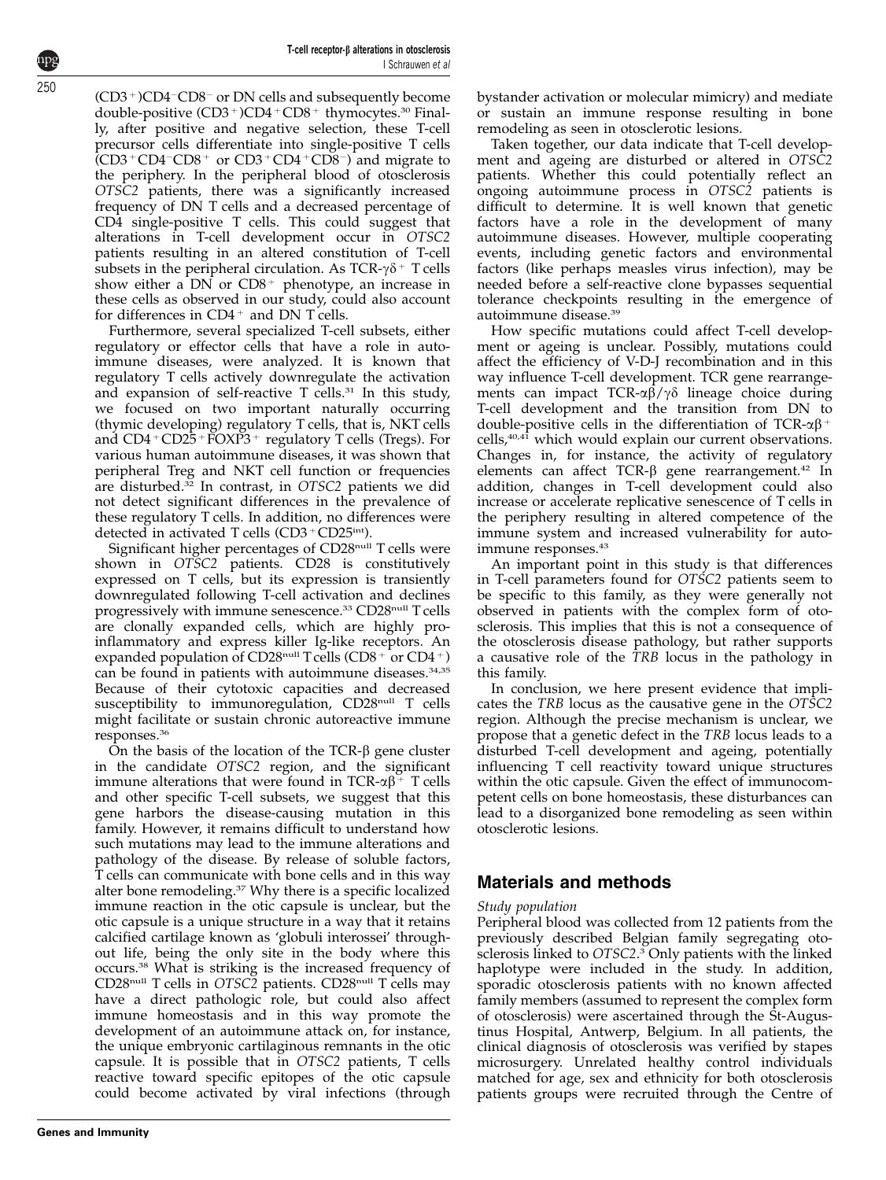$(CD3^+)CD4^-CD8^-$ or DN cells and subsequently become double-positive $(CD3^+)CD4^+CD8^+$ thymocytes.[30] Finally, after positive and negative selection, these T-cell precursor cells differentiate into single-positive T cells ($CD3^+CD4^-CD8^+$ or $CD3^+CD4^+CD8^-$) and migrate to the periphery. In the peripheral blood of otosclerosis *OTSC2* patients, there was a significantly increased frequency of DN T cells and a decreased percentage of CD4 single-positive T cells. This could suggest that alterations in T-cell development occur in *OTSC2* patients resulting in an altered constitution of T-cell subsets in the peripheral circulation. As TCR-$\gamma\delta^+$ T cells show either a DN or $CD8^+$ phenotype, an increase in these cells as observed in our study, could also account for differences in $CD4^+$ and DN T cells.

Furthermore, several specialized T-cell subsets, either regulatory or effector cells that have a role in autoimmune diseases, were analyzed. It is known that regulatory T cells actively downregulate the activation and expansion of self-reactive T cells.[31] In this study, we focused on two important naturally occurring (thymic developing) regulatory T cells, that is, NKT cells and $CD4^+CD25^+FOXP3^+$ regulatory T cells (Tregs). For various human autoimmune diseases, it was shown that peripheral Treg and NKT cell function or frequencies are disturbed.[32] In contrast, in *OTSC2* patients we did not detect significant differences in the prevalence of these regulatory T cells. In addition, no differences were detected in activated T cells ($CD3^+CD25^{int}$).

Significant higher percentages of $CD28^{null}$ T cells were shown in *OTSC2* patients. CD28 is constitutively expressed on T cells, but its expression is transiently downregulated following T-cell activation and declines progressively with immune senescence.[33] $CD28^{null}$ T cells are clonally expanded cells, which are highly pro-inflammatory and express killer Ig-like receptors. An expanded population of $CD28^{null}$ T cells ($CD8^+$ or $CD4^+$) can be found in patients with autoimmune diseases.[34,35] Because of their cytotoxic capacities and decreased susceptibility to immunoregulation, $CD28^{null}$ T cells might facilitate or sustain chronic autoreactive immune responses.[36]

On the basis of the location of the TCR-β gene cluster in the candidate *OTSC2* region, and the significant immune alterations that were found in TCR-$\alpha\beta^+$ T cells and other specific T-cell subsets, we suggest that this gene harbors the disease-causing mutation in this family. However, it remains difficult to understand how such mutations may lead to the immune alterations and pathology of the disease. By release of soluble factors, T cells can communicate with bone cells and in this way alter bone remodeling.[37] Why there is a specific localized immune reaction in the otic capsule is unclear, but the otic capsule is a unique structure in a way that it retains calcified cartilage known as 'globuli interossei' throughout life, being the only site in the body where this occurs.[38] What is striking is the increased frequency of $CD28^{null}$ T cells in *OTSC2* patients. $CD28^{null}$ T cells may have a direct pathologic role, but could also affect immune homeostasis and in this way promote the development of an autoimmune attack on, for instance, the unique embryonic cartilaginous remnants in the otic capsule. It is possible that in *OTSC2* patients, T cells reactive toward specific epitopes of the otic capsule could become activated by viral infections (through bystander activation or molecular mimicry) and mediate or sustain an immune response resulting in bone remodeling as seen in otosclerotic lesions.

Taken together, our data indicate that T-cell development and ageing are disturbed or altered in *OTSC2* patients. Whether this could potentially reflect an ongoing autoimmune process in *OTSC2* patients is difficult to determine. It is well known that genetic factors have a role in the development of many autoimmune diseases. However, multiple cooperating events, including genetic factors and environmental factors (like perhaps measles virus infection), may be needed before a self-reactive clone bypasses sequential tolerance checkpoints resulting in the emergence of autoimmune disease.[39]

How specific mutations could affect T-cell development or ageing is unclear. Possibly, mutations could affect the efficiency of V-D-J recombination and in this way influence T-cell development. TCR gene rearrangements can impact TCR-αβ/γδ lineage choice during T-cell development and the transition from DN to double-positive cells in the differentiation of TCR-$\alpha\beta^+$ cells,[40,41] which would explain our current observations. Changes in, for instance, the activity of regulatory elements can affect TCR-β gene rearrangement.[42] In addition, changes in T-cell development could also increase or accelerate replicative senescence of T cells in the periphery resulting in altered competence of the immune system and increased vulnerability for autoimmune responses.[43]

An important point in this study is that differences in T-cell parameters found for *OTSC2* patients seem to be specific to this family, as they were generally not observed in patients with the complex form of otosclerosis. This implies that this is not a consequence of the otosclerosis disease pathology, but rather supports a causative role of the *TRB* locus in the pathology in this family.

In conclusion, we here present evidence that implicates the *TRB* locus as the causative gene in the *OTSC2* region. Although the precise mechanism is unclear, we propose that a genetic defect in the *TRB* locus leads to a disturbed T-cell development and ageing, potentially influencing T cell reactivity toward unique structures within the otic capsule. Given the effect of immunocompetent cells on bone homeostasis, these disturbances can lead to a disorganized bone remodeling as seen within otosclerotic lesions.

## Materials and methods

### Study population

Peripheral blood was collected from 12 patients from the previously described Belgian family segregating otosclerosis linked to *OTSC2*.[3] Only patients with the linked haplotype were included in the study. In addition, sporadic otosclerosis patients with no known affected family members (assumed to represent the complex form of otosclerosis) were ascertained through the St-Augustinus Hospital, Antwerp, Belgium. In all patients, the clinical diagnosis of otosclerosis was verified by stapes microsurgery. Unrelated healthy control individuals matched for age, sex and ethnicity for both otosclerosis patients groups were recruited through the Centre of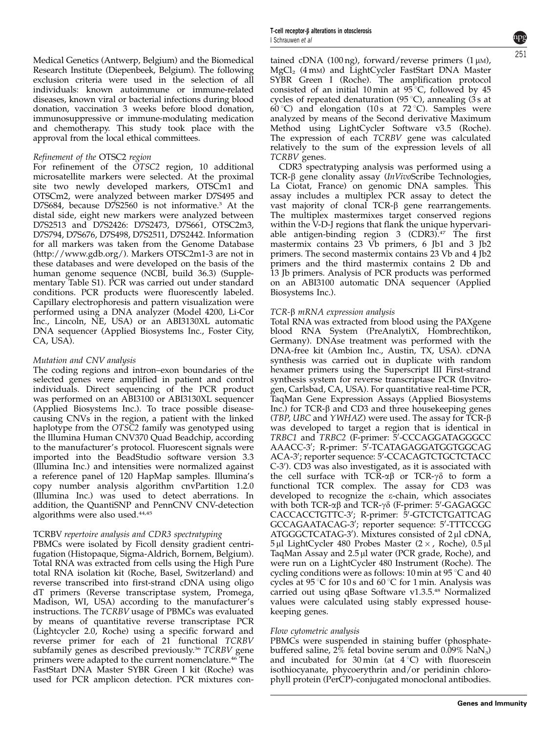Medical Genetics (Antwerp, Belgium) and the Biomedical Research Institute (Diepenbeek, Belgium). The following exclusion criteria were used in the selection of all individuals: known autoimmune or immune-related diseases, known viral or bacterial infections during blood donation, vaccination 3 weeks before blood donation, immunosuppressive or immune-modulating medication and chemotherapy. This study took place with the approval from the local ethical committees.

*Refinement of the* OTSC2 *region*

For refinement of the *OTSC2* region, 10 additional microsatellite markers were selected. At the proximal site two newly developed markers, OTSCm1 and OTSCm2, were analyzed between marker D7S495 and D7S684, because D7S2560 is not informative.[3] At the distal side, eight new markers were analyzed between D7S2513 and D7S2426: D7S2473, D7S661, OTSC2m3, D7S794, D7S676, D7S498, D7S2511, D7S2442. Information for all markers was taken from the Genome Database (http://www.gdb.org/). Markers OTSC2m1-3 are not in these databases and were developed on the basis of the human genome sequence (NCBI, build 36.3) (Supplementary Table S1). PCR was carried out under standard conditions. PCR products were fluorescently labeled. Capillary electrophoresis and pattern visualization were performed using a DNA analyzer (Model 4200, Li-Cor Inc., Lincoln, NE, USA) or an ABI3130XL automatic DNA sequencer (Applied Biosystems Inc., Foster City, CA, USA).

*Mutation and CNV analysis*

The coding regions and intron–exon boundaries of the selected genes were amplified in patient and control individuals. Direct sequencing of the PCR product was performed on an ABI3100 or ABI3130XL sequencer (Applied Biosystems Inc.). To trace possible disease-causing CNVs in the region, a patient with the linked haplotype from the *OTSC2* family was genotyped using the Illumina Human CNV370 Quad Beadchip, according to the manufacturer's protocol. Fluorescent signals were imported into the BeadStudio software version 3.3 (Illumina Inc.) and intensities were normalized against a reference panel of 120 HapMap samples. Illumina's copy number analysis algorithm cnvPartition 1.2.0 (Illumina Inc.) was used to detect aberrations. In addition, the QuantiSNP and PennCNV CNV-detection algorithms were also used.[44,45]

TCRBV *repertoire analysis and CDR3 spectratyping*

PBMCs were isolated by Ficoll density gradient centrifugation (Histopaque, Sigma-Aldrich, Bornem, Belgium). Total RNA was extracted from cells using the High Pure total RNA isolation kit (Roche, Basel, Switzerland) and reverse transcribed into first-strand cDNA using oligo dT primers (Reverse transcriptase system, Promega, Madison, WI, USA) according to the manufacturer's instructions. The *TCRBV* usage of PBMCs was evaluated by means of quantitative reverse transcriptase PCR (Lightcycler 2.0, Roche) using a specific forward and reverse primer for each of 21 functional *TCRBV* subfamily genes as described previously.[36] *TCRBV* gene primers were adapted to the current nomenclature.[46] The FastStart DNA Master SYBR Green I kit (Roche) was used for PCR amplicon detection. PCR mixtures contained cDNA (100 ng), forward/reverse primers (1 μM), $MgCl_2$ (4 mM) and LightCycler FastStart DNA Master SYBR Green I (Roche). The amplification protocol consisted of an initial 10 min at 95 °C, followed by 45 cycles of repeated denaturation (95 °C), annealing (3 s at 60 °C) and elongation (10 s at 72 °C). Samples were analyzed by means of the Second derivative Maximum Method using LightCycler Software v3.5 (Roche). The expression of each *TCRBV* gene was calculated relatively to the sum of the expression levels of all *TCRBV* genes.

CDR3 spectratyping analysis was performed using a TCR-β gene clonality assay (*InVivo*Scribe Technologies, La Ciotat, France) on genomic DNA samples. This assay includes a multiplex PCR assay to detect the vast majority of clonal TCR-β gene rearrangements. The multiplex mastermixes target conserved regions within the V-D-J regions that flank the unique hypervariable antigen-binding region 3 (CDR3).[47] The first mastermix contains 23 Vb primers, 6 Jb1 and 3 Jb2 primers. The second mastermix contains 23 Vb and 4 Jb2 primers and the third mastermix contains 2 Db and 13 Jb primers. Analysis of PCR products was performed on an ABI3100 automatic DNA sequencer (Applied Biosystems Inc.).

*TCR-β mRNA expression analysis*

Total RNA was extracted from blood using the PAXgene blood RNA System (PreAnalytiX, Hombrechtikon, Germany). DNAse treatment was performed with the DNA-free kit (Ambion Inc., Austin, TX, USA). cDNA synthesis was carried out in duplicate with random hexamer primers using the Superscript III First-strand synthesis system for reverse transcriptase PCR (Invitrogen, Carlsbad, CA, USA). For quantitative real-time PCR, TaqMan Gene Expression Assays (Applied Biosystems Inc.) for TCR-β and CD3 and three housekeeping genes (*TBP*, *UBC* and *YWHAZ*) were used. The assay for TCR-β was developed to target a region that is identical in *TRBC1* and *TRBC2* (F-primer: 5′-CCCAGGATAGGGCCAAACC-3′; R-primer: 5′-TCATAGAGGATGGTGGCAGACA-3′; reporter sequence: 5′-CCACAGTCTGCTCTACCC-3′). CD3 was also investigated, as it is associated with the cell surface with TCR-αβ or TCR-γδ to form a functional TCR complex. The assay for CD3 was developed to recognize the ε-chain, which associates with both TCR-αβ and TCR-γδ (F-primer: 5′-GAGAGGCCACCACCTGTTC-3′; R-primer: 5′-GTCTCTGATTCAGGCCAGAATACAG-3′; reporter sequence: 5′-TTTCCGGATGGGCTCATAG-3′). Mixtures consisted of 2 μl cDNA, 5 μl LightCycler 480 Probes Master (2 ×, Roche), 0.5 μl TaqMan Assay and 2.5 μl water (PCR grade, Roche), and were run on a LightCycler 480 Instrument (Roche). The cycling conditions were as follows: 10 min at 95 °C and 40 cycles at 95 °C for 10 s and 60 °C for 1 min. Analysis was carried out using qBase Software v1.3.5.[48] Normalized values were calculated using stably expressed housekeeping genes.

*Flow cytometric analysis*

PBMCs were suspended in staining buffer (phosphate-buffered saline, 2% fetal bovine serum and 0.09% $NaN_3$) and incubated for 30 min (at 4 °C) with fluorescein isothiocyanate, phycoerythrin and/or peridinin chlorophyll protein (PerCP)-conjugated monoclonal antibodies.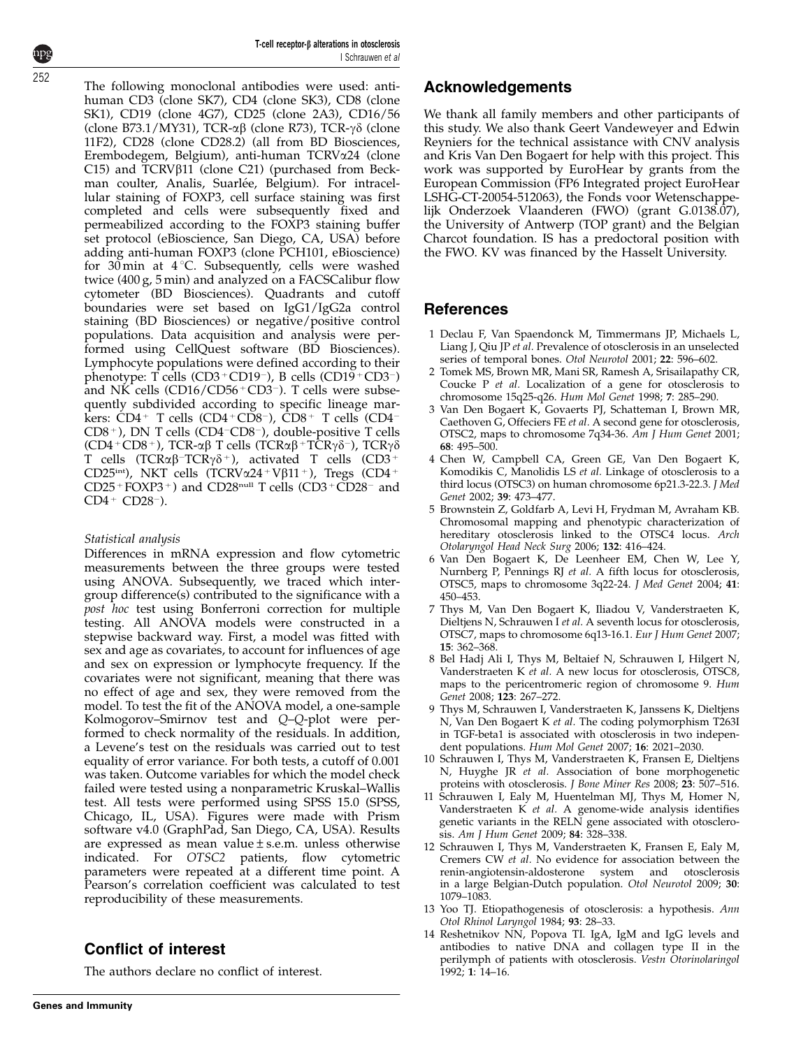The following monoclonal antibodies were used: anti-human CD3 (clone SK7), CD4 (clone SK3), CD8 (clone SK1), CD19 (clone 4G7), CD25 (clone 2A3), CD16/56 (clone B73.1/MY31), TCR-αβ (clone R73), TCR-γδ (clone 11F2), CD28 (clone CD28.2) (all from BD Biosciences, Erembodegem, Belgium), anti-human TCRVα24 (clone C15) and TCRVβ11 (clone C21) (purchased from Beckman coulter, Analis, Suarlée, Belgium). For intracellular staining of FOXP3, cell surface staining was first completed and cells were subsequently fixed and permeabilized according to the FOXP3 staining buffer set protocol (eBioscience, San Diego, CA, USA) before adding anti-human FOXP3 (clone PCH101, eBioscience) for 30 min at 4 °C. Subsequently, cells were washed twice (400 g, 5 min) and analyzed on a FACSCalibur flow cytometer (BD Biosciences). Quadrants and cutoff boundaries were set based on IgG1/IgG2a control staining (BD Biosciences) or negative/positive control populations. Data acquisition and analysis were performed using CellQuest software (BD Biosciences). Lymphocyte populations were defined according to their phenotype: T cells ($CD3^+CD19^-$), B cells ($CD19^+CD3^-$) and NK cells ($CD16/CD56^+CD3^-$). T cells were subsequently subdivided according to specific lineage markers: $CD4^+$ T cells ($CD4^+CD8^-$), $CD8^+$ T cells ($CD4^-CD8^+$), DN T cells ($CD4^-CD8^-$), double-positive T cells ($CD4^+CD8^+$), TCR-αβ T cells ($TCR\alpha\beta^+TCR\gamma\delta^-$), TCRγδ T cells ($TCR\alpha\beta^-TCR\gamma\delta^+$), activated T cells ($CD3^+CD25^{int}$), NKT cells ($TCRV\alpha24^+V\beta11^+$), Tregs ($CD4^+CD25^+FOXP3^+$) and $CD28^{null}$ T cells ($CD3^+CD28^-$ and $CD4^+$ $CD28^-$).

### Statistical analysis

Differences in mRNA expression and flow cytometric measurements between the three groups were tested using ANOVA. Subsequently, we traced which inter-group difference(s) contributed to the significance with a *post hoc* test using Bonferroni correction for multiple testing. All ANOVA models were constructed in a stepwise backward way. First, a model was fitted with sex and age as covariates, to account for influences of age and sex on expression or lymphocyte frequency. If the covariates were not significant, meaning that there was no effect of age and sex, they were removed from the model. To test the fit of the ANOVA model, a one-sample Kolmogorov–Smirnov test and *Q*–*Q*-plot were performed to check normality of the residuals. In addition, a Levene's test on the residuals was carried out to test equality of error variance. For both tests, a cutoff of 0.001 was taken. Outcome variables for which the model check failed were tested using a nonparametric Kruskal–Wallis test. All tests were performed using SPSS 15.0 (SPSS, Chicago, IL, USA). Figures were made with Prism software v4.0 (GraphPad, San Diego, CA, USA). Results are expressed as mean value ± s.e.m. unless otherwise indicated. For *OTSC2* patients, flow cytometric parameters were repeated at a different time point. A Pearson's correlation coefficient was calculated to test reproducibility of these measurements.

## Conflict of interest

The authors declare no conflict of interest.

## Acknowledgements

We thank all family members and other participants of this study. We also thank Geert Vandeweyer and Edwin Reyniers for the technical assistance with CNV analysis and Kris Van Den Bogaert for help with this project. This work was supported by EuroHear by grants from the European Commission (FP6 Integrated project EuroHear LSHG-CT-20054-512063), the Fonds voor Wetenschappelijk Onderzoek Vlaanderen (FWO) (grant G.0138.07), the University of Antwerp (TOP grant) and the Belgian Charcot foundation. IS has a predoctoral position with the FWO. KV was financed by the Hasselt University.

## References

1. Declau F, Van Spaendonck M, Timmermans JP, Michaels L, Liang J, Qiu JP *et al*. Prevalence of otosclerosis in an unselected series of temporal bones. *Otol Neurotol* 2001; **22**: 596–602.
2. Tomek MS, Brown MR, Mani SR, Ramesh A, Srisailapathy CR, Coucke P *et al*. Localization of a gene for otosclerosis to chromosome 15q25-q26. *Hum Mol Genet* 1998; **7**: 285–290.
3. Van Den Bogaert K, Govaerts PJ, Schatteman I, Brown MR, Caethoven G, Offeciers FE *et al*. A second gene for otosclerosis, OTSC2, maps to chromosome 7q34-36. *Am J Hum Genet* 2001; **68**: 495–500.
4. Chen W, Campbell CA, Green GE, Van Den Bogaert K, Komodikis C, Manolidis LS *et al*. Linkage of otosclerosis to a third locus (OTSC3) on human chromosome 6p21.3-22.3. *J Med Genet* 2002; **39**: 473–477.
5. Brownstein Z, Goldfarb A, Levi H, Frydman M, Avraham KB. Chromosomal mapping and phenotypic characterization of hereditary otosclerosis linked to the OTSC4 locus. *Arch Otolaryngol Head Neck Surg* 2006; **132**: 416–424.
6. Van Den Bogaert K, De Leenheer EM, Chen W, Lee Y, Nurnberg P, Pennings RJ *et al*. A fifth locus for otosclerosis, OTSC5, maps to chromosome 3q22-24. *J Med Genet* 2004; **41**: 450–453.
7. Thys M, Van Den Bogaert K, Iliadou V, Vanderstraeten K, Dieltjens N, Schrauwen I *et al*. A seventh locus for otosclerosis, OTSC7, maps to chromosome 6q13-16.1. *Eur J Hum Genet* 2007; **15**: 362–368.
8. Bel Hadj Ali I, Thys M, Beltaief N, Schrauwen I, Hilgert N, Vanderstraeten K *et al*. A new locus for otosclerosis, OTSC8, maps to the pericentromeric region of chromosome 9. *Hum Genet* 2008; **123**: 267–272.
9. Thys M, Schrauwen I, Vanderstraeten K, Janssens K, Dieltjens N, Van Den Bogaert K *et al*. The coding polymorphism T263I in TGF-beta1 is associated with otosclerosis in two independent populations. *Hum Mol Genet* 2007; **16**: 2021–2030.
10. Schrauwen I, Thys M, Vanderstraeten K, Fransen E, Dieltjens N, Huyghe JR *et al*. Association of bone morphogenetic proteins with otosclerosis. *J Bone Miner Res* 2008; **23**: 507–516.
11. Schrauwen I, Ealy M, Huentelman MJ, Thys M, Homer N, Vanderstraeten K *et al*. A genome-wide analysis identifies genetic variants in the RELN gene associated with otosclerosis. *Am J Hum Genet* 2009; **84**: 328–338.
12. Schrauwen I, Thys M, Vanderstraeten K, Fransen E, Ealy M, Cremers CW *et al*. No evidence for association between the renin-angiotensin-aldosterone system and otosclerosis in a large Belgian-Dutch population. *Otol Neurotol* 2009; **30**: 1079–1083.
13. Yoo TJ. Etiopathogenesis of otosclerosis: a hypothesis. *Ann Otol Rhinol Laryngol* 1984; **93**: 28–33.
14. Reshetnikov NN, Popova TI. IgA, IgM and IgG levels and antibodies to native DNA and collagen type II in the perilymph of patients with otosclerosis. *Vestn Otorinolaringol* 1992; **1**: 14–16.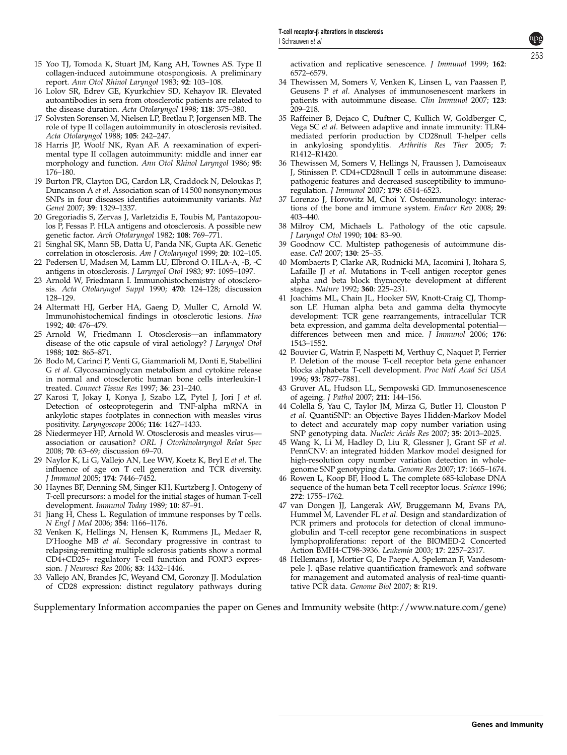15 Yoo TJ, Tomoda K, Stuart JM, Kang AH, Townes AS. Type II collagen-induced autoimmune otospongiosis. A preliminary report. *Ann Otol Rhinol Laryngol* 1983; **92**: 103–108.

16 Lolov SR, Edrev GE, Kyurkchiev SD, Kehayov IR. Elevated autoantibodies in sera from otosclerotic patients are related to the disease duration. *Acta Otolaryngol* 1998; **118**: 375–380.

17 Solvsten Sorensen M, Nielsen LP, Bretlau P, Jorgensen MB. The role of type II collagen autoimmunity in otosclerosis revisited. *Acta Otolaryngol* 1988; **105**: 242–247.

18 Harris JP, Woolf NK, Ryan AF. A reexamination of experimental type II collagen autoimmunity: middle and inner ear morphology and function. *Ann Otol Rhinol Laryngol* 1986; **95**: 176–180.

19 Burton PR, Clayton DG, Cardon LR, Craddock N, Deloukas P, Duncanson A *et al.* Association scan of 14 500 nonsynonymous SNPs in four diseases identifies autoimmunity variants. *Nat Genet* 2007; **39**: 1329–1337.

20 Gregoriadis S, Zervas J, Varletzidis E, Toubis M, Pantazopoulos P, Fessas P. HLA antigens and otosclerosis. A possible new genetic factor. *Arch Otolaryngol* 1982; **108**: 769–771.

21 Singhal SK, Mann SB, Datta U, Panda NK, Gupta AK. Genetic correlation in otosclerosis. *Am J Otolaryngol* 1999; **20**: 102–105.

22 Pedersen U, Madsen M, Lamm LU, Elbrond O. HLA-A, -B, -C antigens in otosclerosis. *J Laryngol Otol* 1983; **97**: 1095–1097.

23 Arnold W, Friedmann I. Immunohistochemistry of otosclerosis. *Acta Otolaryngol Suppl* 1990; **470**: 124–128; discussion 128–129.

24 Altermatt HJ, Gerber HA, Gaeng D, Muller C, Arnold W. Immunohistochemical findings in otosclerotic lesions. *Hno* 1992; **40**: 476–479.

25 Arnold W, Friedmann I. Otosclerosis—an inflammatory disease of the otic capsule of viral aetiology? *J Laryngol Otol* 1988; **102**: 865–871.

26 Bodo M, Carinci P, Venti G, Giammarioli M, Donti E, Stabellini G *et al.* Glycosaminoglycan metabolism and cytokine release in normal and otosclerotic human bone cells interleukin-1 treated. *Connect Tissue Res* 1997; **36**: 231–240.

27 Karosi T, Jokay I, Konya J, Szabo LZ, Pytel J, Jori J *et al.* Detection of osteoprotegerin and TNF-alpha mRNA in ankylotic stapes footplates in connection with measles virus positivity. *Laryngoscope* 2006; **116**: 1427–1433.

28 Niedermeyer HP, Arnold W. Otosclerosis and measles virus—association or causation? *ORL J Otorhinolaryngol Relat Spec* 2008; **70**: 63–69; discussion 69–70.

29 Naylor K, Li G, Vallejo AN, Lee WW, Koetz K, Bryl E *et al.* The influence of age on T cell generation and TCR diversity. *J Immunol* 2005; **174**: 7446–7452.

30 Haynes BF, Denning SM, Singer KH, Kurtzberg J. Ontogeny of T-cell precursors: a model for the initial stages of human T-cell development. *Immunol Today* 1989; **10**: 87–91.

31 Jiang H, Chess L. Regulation of immune responses by T cells. *N Engl J Med* 2006; **354**: 1166–1176.

32 Venken K, Hellings N, Hensen K, Rummens JL, Medaer R, D'Hooghe MB *et al.* Secondary progressive in contrast to relapsing-remitting multiple sclerosis patients show a normal CD4+CD25+ regulatory T-cell function and FOXP3 expression. *J Neurosci Res* 2006; **83**: 1432–1446.

33 Vallejo AN, Brandes JC, Weyand CM, Goronzy JJ. Modulation of CD28 expression: distinct regulatory pathways during activation and replicative senescence. *J Immunol* 1999; **162**: 6572–6579.

34 Thewissen M, Somers V, Venken K, Linsen L, van Paassen P, Geusens P *et al.* Analyses of immunosenescent markers in patients with autoimmune disease. *Clin Immunol* 2007; **123**: 209–218.

35 Raffeiner B, Dejaco C, Duftner C, Kullich W, Goldberger C, Vega SC *et al.* Between adaptive and innate immunity: TLR4-mediated perforin production by CD28null T-helper cells in ankylosing spondylitis. *Arthritis Res Ther* 2005; **7**: R1412–R1420.

36 Thewissen M, Somers V, Hellings N, Fraussen J, Damoiseaux J, Stinissen P. CD4+CD28null T cells in autoimmune disease: pathogenic features and decreased susceptibility to immunoregulation. *J Immunol* 2007; **179**: 6514–6523.

37 Lorenzo J, Horowitz M, Choi Y. Osteoimmunology: interactions of the bone and immune system. *Endocr Rev* 2008; **29**: 403–440.

38 Milroy CM, Michaels L. Pathology of the otic capsule. *J Laryngol Otol* 1990; **104**: 83–90.

39 Goodnow CC. Multistep pathogenesis of autoimmune disease. *Cell* 2007; **130**: 25–35.

40 Mombaerts P, Clarke AR, Rudnicki MA, Iacomini J, Itohara S, Lafaille JJ *et al.* Mutations in T-cell antigen receptor genes alpha and beta block thymocyte development at different stages. *Nature* 1992; **360**: 225–231.

41 Joachims ML, Chain JL, Hooker SW, Knott-Craig CJ, Thompson LF. Human alpha beta and gamma delta thymocyte development: TCR gene rearrangements, intracellular TCR beta expression, and gamma delta developmental potential—differences between men and mice. *J Immunol* 2006; **176**: 1543–1552.

42 Bouvier G, Watrin F, Naspetti M, Verthuy C, Naquet P, Ferrier P. Deletion of the mouse T-cell receptor beta gene enhancer blocks alphabeta T-cell development. *Proc Natl Acad Sci USA* 1996; **93**: 7877–7881.

43 Gruver AL, Hudson LL, Sempowski GD. Immunosenescence of ageing. *J Pathol* 2007; **211**: 144–156.

44 Colella S, Yau C, Taylor JM, Mirza G, Butler H, Clouston P *et al.* QuantiSNP: an Objective Bayes Hidden-Markov Model to detect and accurately map copy number variation using SNP genotyping data. *Nucleic Acids Res* 2007; **35**: 2013–2025.

45 Wang K, Li M, Hadley D, Liu R, Glessner J, Grant SF *et al.* PennCNV: an integrated hidden Markov model designed for high-resolution copy number variation detection in whole-genome SNP genotyping data. *Genome Res* 2007; **17**: 1665–1674.

46 Rowen L, Koop BF, Hood L. The complete 685-kilobase DNA sequence of the human beta T cell receptor locus. *Science* 1996; **272**: 1755–1762.

47 van Dongen JJ, Langerak AW, Bruggemann M, Evans PA, Hummel M, Lavender FL *et al.* Design and standardization of PCR primers and protocols for detection of clonal immunoglobulin and T-cell receptor gene recombinations in suspect lymphoproliferations: report of the BIOMED-2 Concerted Action BMH4-CT98-3936. *Leukemia* 2003; **17**: 2257–2317.

48 Hellemans J, Mortier G, De Paepe A, Speleman F, Vandesompele J. qBase relative quantification framework and software for management and automated analysis of real-time quantitative PCR data. *Genome Biol* 2007; **8**: R19.

Supplementary Information accompanies the paper on Genes and Immunity website (http://www.nature.com/gene)